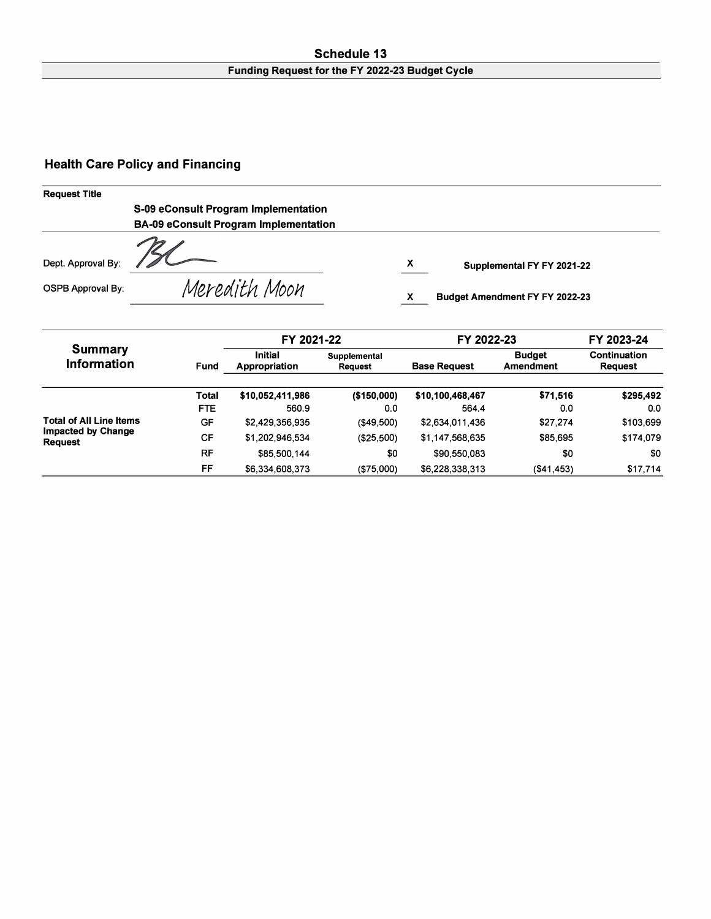# Schedule 13

**Funding Request for the FY 2022-23 Budget Cycle**

## Health Care Policy and Financing

**Request Title**

**S-09 eConsult Program Implementation**
**BA-09 eConsult Program Implementation**

Dept. Approval By: BL

OSPB Approval By: Meredith Moon

X Supplemental FY FY 2021-22

X Budget Amendment FY FY 2022-23

| Summary Information | Fund | FY 2021-22 Initial Appropriation | FY 2021-22 Supplemental Request | FY 2022-23 Base Request | FY 2022-23 Budget Amendment | FY 2023-24 Continuation Request |
|---|---|---|---|---|---|---|
| Total of All Line Items Impacted by Change Request | **Total** | **$10,052,411,986** | **($150,000)** | **$10,100,468,467** | **$71,516** | **$295,492** |
| | FTE | 560.9 | 0.0 | 564.4 | 0.0 | 0.0 |
| | GF | $2,429,356,935 | ($49,500) | $2,634,011,436 | $27,274 | $103,699 |
| | CF | $1,202,946,534 | ($25,500) | $1,147,568,635 | $85,695 | $174,079 |
| | RF | $85,500,144 | $0 | $90,550,083 | $0 | $0 |
| | FF | $6,334,608,373 | ($75,000) | $6,228,338,313 | ($41,453) | $17,714 |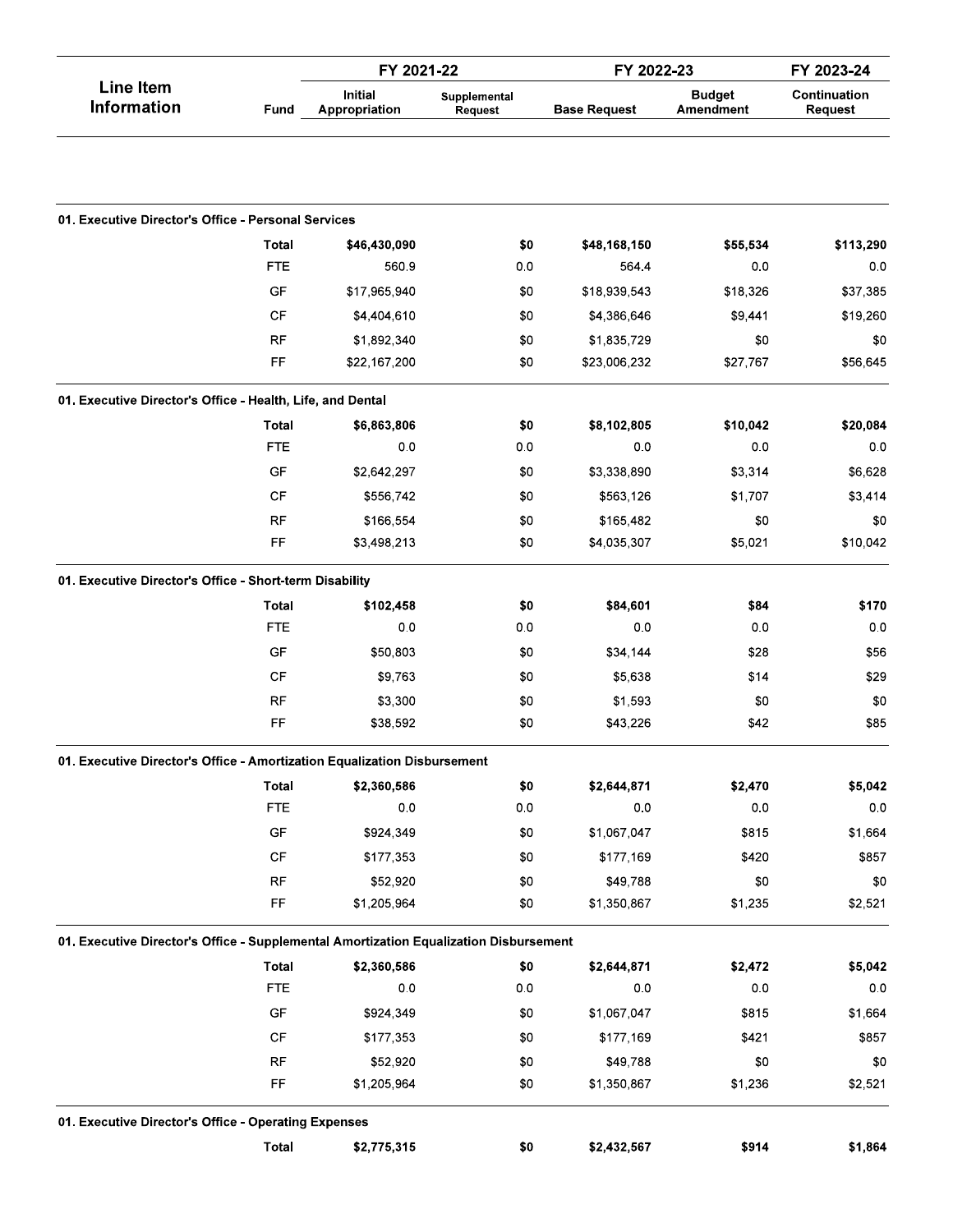| Line Item Information | Fund | FY 2021-22 | | FY 2022-23 | | FY 2023-24 |
|---|---|---|---|---|---|---|
| | | Initial Appropriation | Supplemental Request | Base Request | Budget Amendment | Continuation Request |
| **01. Executive Director's Office - Personal Services** | | | | | | |
| | **Total** | **$46,430,090** | **$0** | **$48,168,150** | **$55,534** | **$113,290** |
| | FTE | 560.9 | 0.0 | 564.4 | 0.0 | 0.0 |
| | GF | $17,965,940 | $0 | $18,939,543 | $18,326 | $37,385 |
| | CF | $4,404,610 | $0 | $4,386,646 | $9,441 | $19,260 |
| | RF | $1,892,340 | $0 | $1,835,729 | $0 | $0 |
| | FF | $22,167,200 | $0 | $23,006,232 | $27,767 | $56,645 |
| **01. Executive Director's Office - Health, Life, and Dental** | | | | | | |
| | **Total** | **$6,863,806** | **$0** | **$8,102,805** | **$10,042** | **$20,084** |
| | FTE | 0.0 | 0.0 | 0.0 | 0.0 | 0.0 |
| | GF | $2,642,297 | $0 | $3,338,890 | $3,314 | $6,628 |
| | CF | $556,742 | $0 | $563,126 | $1,707 | $3,414 |
| | RF | $166,554 | $0 | $165,482 | $0 | $0 |
| | FF | $3,498,213 | $0 | $4,035,307 | $5,021 | $10,042 |
| **01. Executive Director's Office - Short-term Disability** | | | | | | |
| | **Total** | **$102,458** | **$0** | **$84,601** | **$84** | **$170** |
| | FTE | 0.0 | 0.0 | 0.0 | 0.0 | 0.0 |
| | GF | $50,803 | $0 | $34,144 | $28 | $56 |
| | CF | $9,763 | $0 | $5,638 | $14 | $29 |
| | RF | $3,300 | $0 | $1,593 | $0 | $0 |
| | FF | $38,592 | $0 | $43,226 | $42 | $85 |
| **01. Executive Director's Office - Amortization Equalization Disbursement** | | | | | | |
| | **Total** | **$2,360,586** | **$0** | **$2,644,871** | **$2,470** | **$5,042** |
| | FTE | 0.0 | 0.0 | 0.0 | 0.0 | 0.0 |
| | GF | $924,349 | $0 | $1,067,047 | $815 | $1,664 |
| | CF | $177,353 | $0 | $177,169 | $420 | $857 |
| | RF | $52,920 | $0 | $49,788 | $0 | $0 |
| | FF | $1,205,964 | $0 | $1,350,867 | $1,235 | $2,521 |
| **01. Executive Director's Office - Supplemental Amortization Equalization Disbursement** | | | | | | |
| | **Total** | **$2,360,586** | **$0** | **$2,644,871** | **$2,472** | **$5,042** |
| | FTE | 0.0 | 0.0 | 0.0 | 0.0 | 0.0 |
| | GF | $924,349 | $0 | $1,067,047 | $815 | $1,664 |
| | CF | $177,353 | $0 | $177,169 | $421 | $857 |
| | RF | $52,920 | $0 | $49,788 | $0 | $0 |
| | FF | $1,205,964 | $0 | $1,350,867 | $1,236 | $2,521 |
| **01. Executive Director's Office - Operating Expenses** | | | | | | |
| | **Total** | **$2,775,315** | **$0** | **$2,432,567** | **$914** | **$1,864** |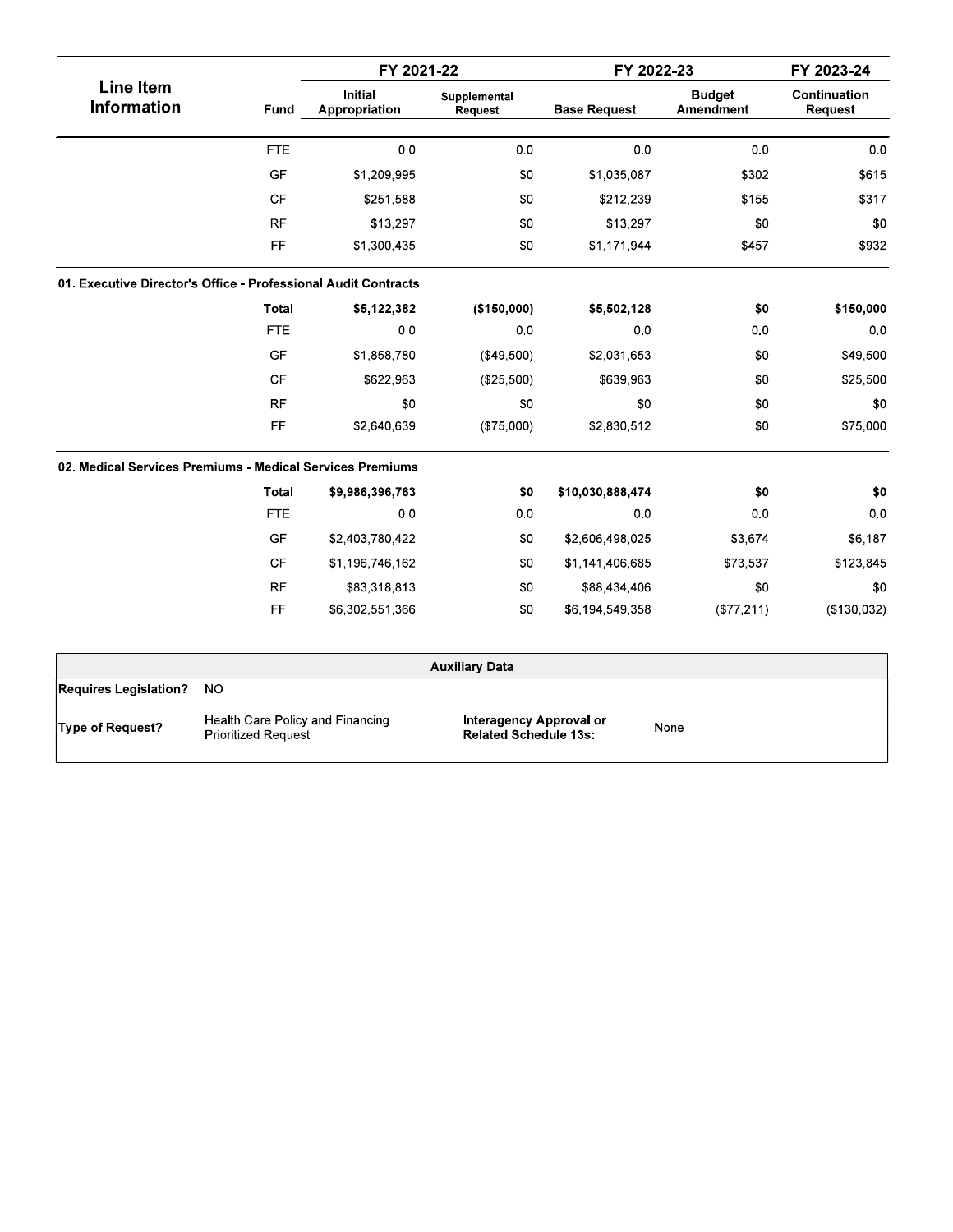| Line Item Information | Fund | FY 2021-22 Initial Appropriation | FY 2021-22 Supplemental Request | FY 2022-23 Base Request | FY 2022-23 Budget Amendment | FY 2023-24 Continuation Request |
|---|---|---|---|---|---|---|
| | FTE | 0.0 | 0.0 | 0.0 | 0.0 | 0.0 |
| | GF | $1,209,995 | $0 | $1,035,087 | $302 | $615 |
| | CF | $251,588 | $0 | $212,239 | $155 | $317 |
| | RF | $13,297 | $0 | $13,297 | $0 | $0 |
| | FF | $1,300,435 | $0 | $1,171,944 | $457 | $932 |
| **01. Executive Director's Office - Professional Audit Contracts** | | | | | | |
| | **Total** | **$5,122,382** | **($150,000)** | **$5,502,128** | **$0** | **$150,000** |
| | FTE | 0.0 | 0.0 | 0.0 | 0.0 | 0.0 |
| | GF | $1,858,780 | ($49,500) | $2,031,653 | $0 | $49,500 |
| | CF | $622,963 | ($25,500) | $639,963 | $0 | $25,500 |
| | RF | $0 | $0 | $0 | $0 | $0 |
| | FF | $2,640,639 | ($75,000) | $2,830,512 | $0 | $75,000 |
| **02. Medical Services Premiums - Medical Services Premiums** | | | | | | |
| | **Total** | **$9,986,396,763** | **$0** | **$10,030,888,474** | **$0** | **$0** |
| | FTE | 0.0 | 0.0 | 0.0 | 0.0 | 0.0 |
| | GF | $2,403,780,422 | $0 | $2,606,498,025 | $3,674 | $6,187 |
| | CF | $1,196,746,162 | $0 | $1,141,406,685 | $73,537 | $123,845 |
| | RF | $83,318,813 | $0 | $88,434,406 | $0 | $0 |
| | FF | $6,302,551,366 | $0 | $6,194,549,358 | ($77,211) | ($130,032) |

| Auxiliary Data | | | |
|---|---|---|---|
| **Requires Legislation?** | NO | | |
| **Type of Request?** | Health Care Policy and Financing Prioritized Request | **Interagency Approval or Related Schedule 13s:** | None |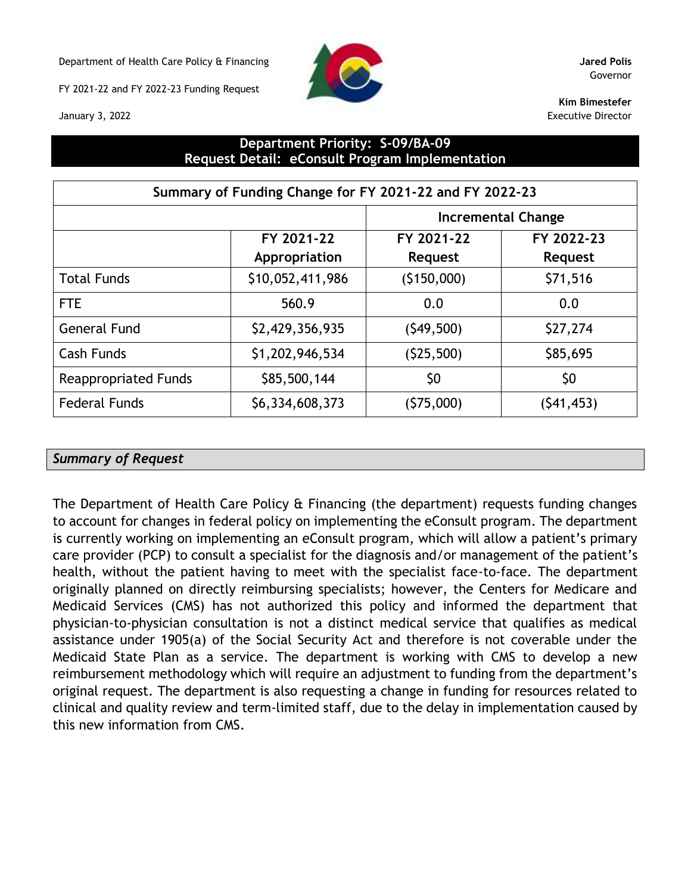Department of Health Care Policy & Financing

FY 2021-22 and FY 2022-23 Funding Request

January 3, 2022

**Jared Polis**
Governor

**Kim Bimestefer**
Executive Director

## Department Priority: S-09/BA-09
## Request Detail: eConsult Program Implementation

| Summary of Funding Change for FY 2021-22 and FY 2022-23 | | | |
|---|---|---|---|
| | | Incremental Change | |
| | FY 2021-22 Appropriation | FY 2021-22 Request | FY 2022-23 Request |
| Total Funds | $10,052,411,986 | ($150,000) | $71,516 |
| FTE | 560.9 | 0.0 | 0.0 |
| General Fund | $2,429,356,935 | ($49,500) | $27,274 |
| Cash Funds | $1,202,946,534 | ($25,500) | $85,695 |
| Reappropriated Funds | $85,500,144 | $0 | $0 |
| Federal Funds | $6,334,608,373 | ($75,000) | ($41,453) |

### *Summary of Request*

The Department of Health Care Policy & Financing (the department) requests funding changes to account for changes in federal policy on implementing the eConsult program. The department is currently working on implementing an eConsult program, which will allow a patient's primary care provider (PCP) to consult a specialist for the diagnosis and/or management of the patient's health, without the patient having to meet with the specialist face-to-face. The department originally planned on directly reimbursing specialists; however, the Centers for Medicare and Medicaid Services (CMS) has not authorized this policy and informed the department that physician-to-physician consultation is not a distinct medical service that qualifies as medical assistance under 1905(a) of the Social Security Act and therefore is not coverable under the Medicaid State Plan as a service. The department is working with CMS to develop a new reimbursement methodology which will require an adjustment to funding from the department's original request. The department is also requesting a change in funding for resources related to clinical and quality review and term-limited staff, due to the delay in implementation caused by this new information from CMS.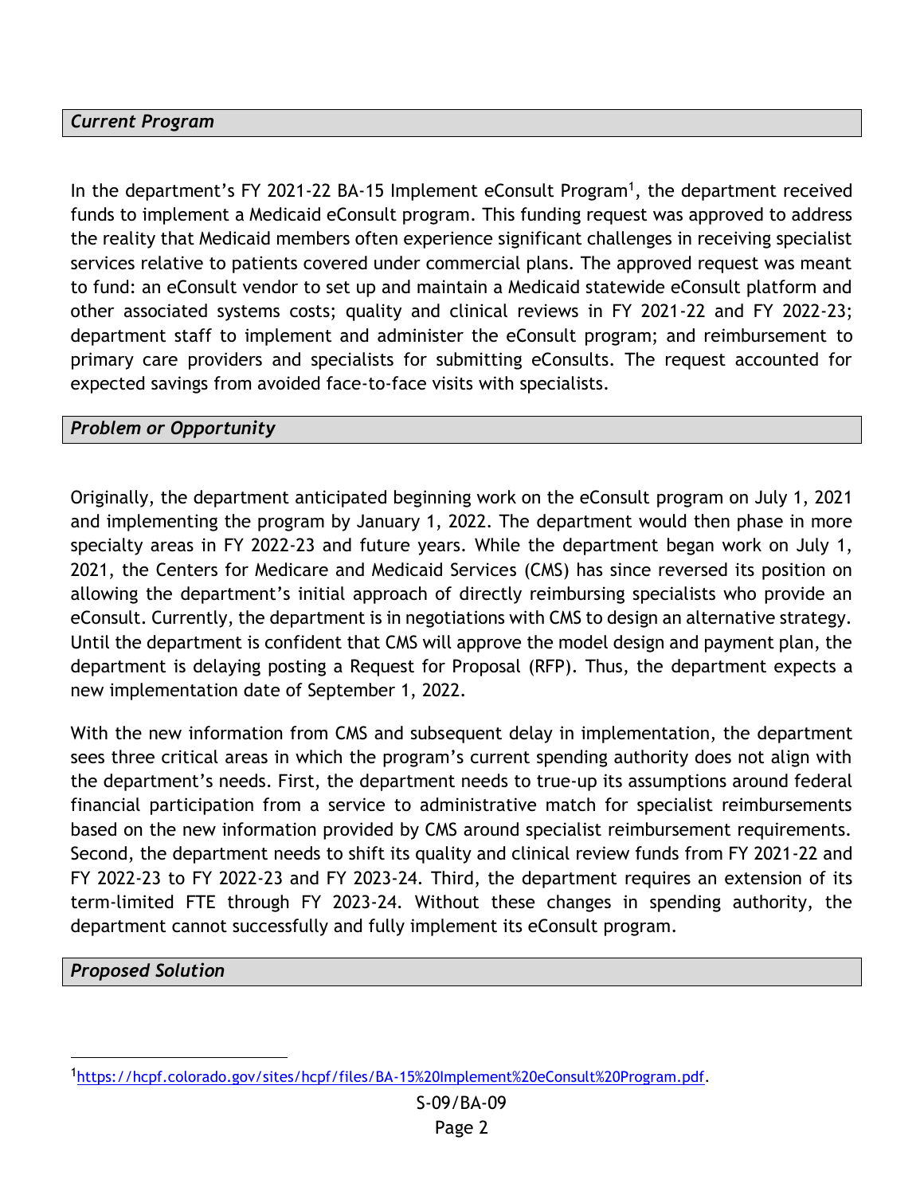### *Current Program*

In the department's FY 2021-22 BA-15 Implement eConsult Program[1], the department received funds to implement a Medicaid eConsult program. This funding request was approved to address the reality that Medicaid members often experience significant challenges in receiving specialist services relative to patients covered under commercial plans. The approved request was meant to fund: an eConsult vendor to set up and maintain a Medicaid statewide eConsult platform and other associated systems costs; quality and clinical reviews in FY 2021-22 and FY 2022-23; department staff to implement and administer the eConsult program; and reimbursement to primary care providers and specialists for submitting eConsults. The request accounted for expected savings from avoided face-to-face visits with specialists.

### *Problem or Opportunity*

Originally, the department anticipated beginning work on the eConsult program on July 1, 2021 and implementing the program by January 1, 2022. The department would then phase in more specialty areas in FY 2022-23 and future years. While the department began work on July 1, 2021, the Centers for Medicare and Medicaid Services (CMS) has since reversed its position on allowing the department's initial approach of directly reimbursing specialists who provide an eConsult. Currently, the department is in negotiations with CMS to design an alternative strategy. Until the department is confident that CMS will approve the model design and payment plan, the department is delaying posting a Request for Proposal (RFP). Thus, the department expects a new implementation date of September 1, 2022.

With the new information from CMS and subsequent delay in implementation, the department sees three critical areas in which the program's current spending authority does not align with the department's needs. First, the department needs to true-up its assumptions around federal financial participation from a service to administrative match for specialist reimbursements based on the new information provided by CMS around specialist reimbursement requirements. Second, the department needs to shift its quality and clinical review funds from FY 2021-22 and FY 2022-23 to FY 2022-23 and FY 2023-24. Third, the department requires an extension of its term-limited FTE through FY 2023-24. Without these changes in spending authority, the department cannot successfully and fully implement its eConsult program.

### *Proposed Solution*

---

[1] https://hcpf.colorado.gov/sites/hcpf/files/BA-15%20Implement%20eConsult%20Program.pdf.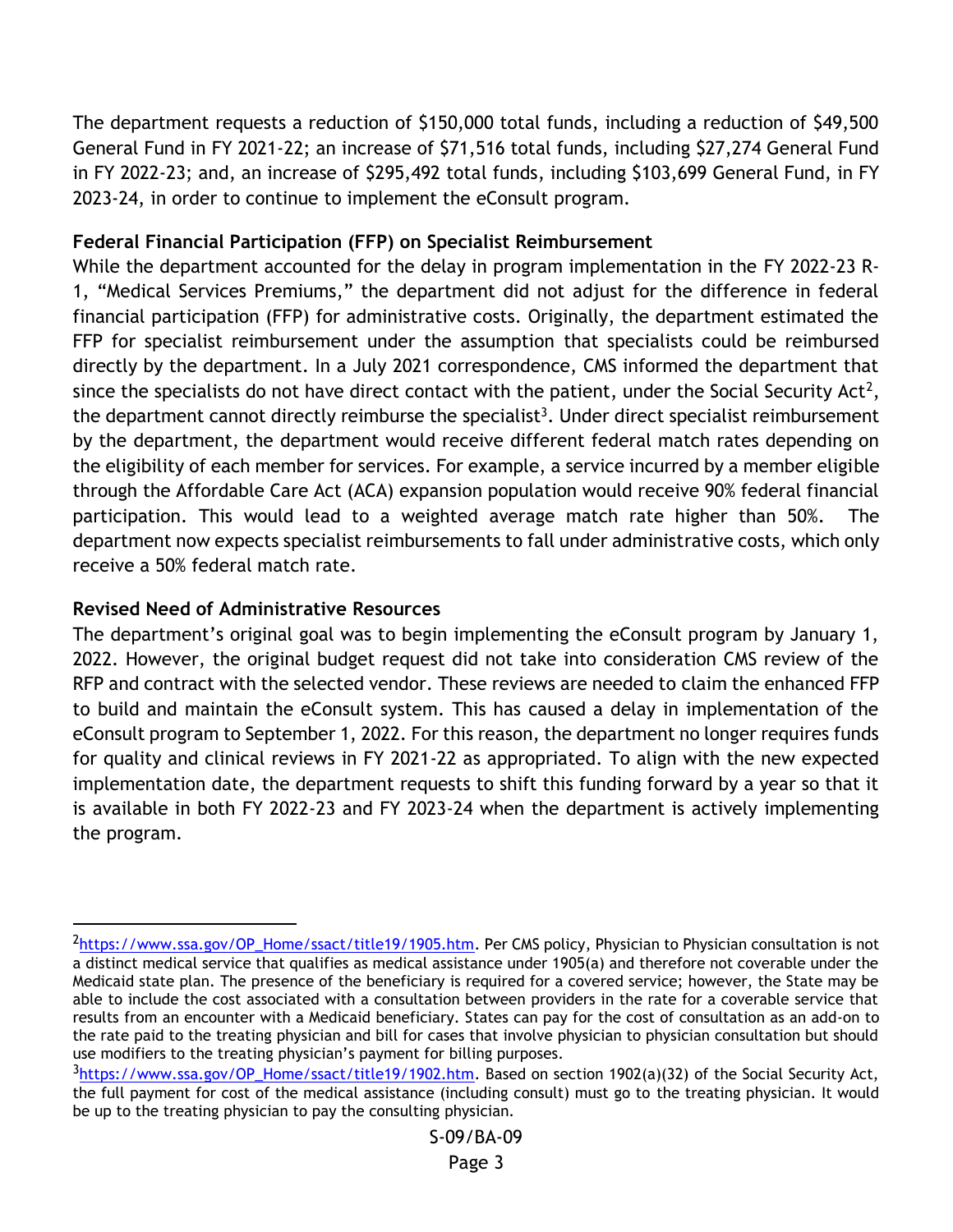The department requests a reduction of $150,000 total funds, including a reduction of $49,500 General Fund in FY 2021-22; an increase of $71,516 total funds, including $27,274 General Fund in FY 2022-23; and, an increase of $295,492 total funds, including $103,699 General Fund, in FY 2023-24, in order to continue to implement the eConsult program.

**Federal Financial Participation (FFP) on Specialist Reimbursement**

While the department accounted for the delay in program implementation in the FY 2022-23 R-1, "Medical Services Premiums," the department did not adjust for the difference in federal financial participation (FFP) for administrative costs. Originally, the department estimated the FFP for specialist reimbursement under the assumption that specialists could be reimbursed directly by the department. In a July 2021 correspondence, CMS informed the department that since the specialists do not have direct contact with the patient, under the Social Security Act[2], the department cannot directly reimburse the specialist[3]. Under direct specialist reimbursement by the department, the department would receive different federal match rates depending on the eligibility of each member for services. For example, a service incurred by a member eligible through the Affordable Care Act (ACA) expansion population would receive 90% federal financial participation. This would lead to a weighted average match rate higher than 50%. The department now expects specialist reimbursements to fall under administrative costs, which only receive a 50% federal match rate.

**Revised Need of Administrative Resources**

The department's original goal was to begin implementing the eConsult program by January 1, 2022. However, the original budget request did not take into consideration CMS review of the RFP and contract with the selected vendor. These reviews are needed to claim the enhanced FFP to build and maintain the eConsult system. This has caused a delay in implementation of the eConsult program to September 1, 2022. For this reason, the department no longer requires funds for quality and clinical reviews in FY 2021-22 as appropriated. To align with the new expected implementation date, the department requests to shift this funding forward by a year so that it is available in both FY 2022-23 and FY 2023-24 when the department is actively implementing the program.

---

[2] https://www.ssa.gov/OP_Home/ssact/title19/1905.htm. Per CMS policy, Physician to Physician consultation is not a distinct medical service that qualifies as medical assistance under 1905(a) and therefore not coverable under the Medicaid state plan. The presence of the beneficiary is required for a covered service; however, the State may be able to include the cost associated with a consultation between providers in the rate for a coverable service that results from an encounter with a Medicaid beneficiary. States can pay for the cost of consultation as an add-on to the rate paid to the treating physician and bill for cases that involve physician to physician consultation but should use modifiers to the treating physician's payment for billing purposes.

[3] https://www.ssa.gov/OP_Home/ssact/title19/1902.htm. Based on section 1902(a)(32) of the Social Security Act, the full payment for cost of the medical assistance (including consult) must go to the treating physician. It would be up to the treating physician to pay the consulting physician.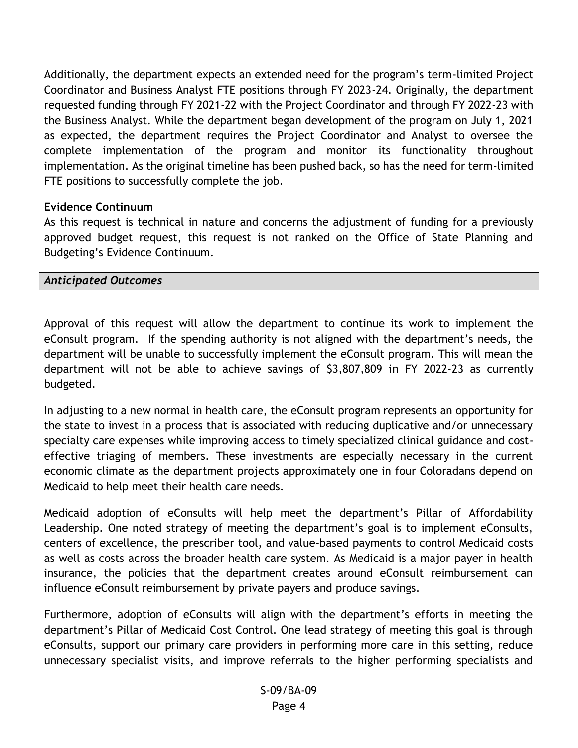Additionally, the department expects an extended need for the program's term-limited Project Coordinator and Business Analyst FTE positions through FY 2023-24. Originally, the department requested funding through FY 2021-22 with the Project Coordinator and through FY 2022-23 with the Business Analyst. While the department began development of the program on July 1, 2021 as expected, the department requires the Project Coordinator and Analyst to oversee the complete implementation of the program and monitor its functionality throughout implementation. As the original timeline has been pushed back, so has the need for term-limited FTE positions to successfully complete the job.

**Evidence Continuum**

As this request is technical in nature and concerns the adjustment of funding for a previously approved budget request, this request is not ranked on the Office of State Planning and Budgeting's Evidence Continuum.

## *Anticipated Outcomes*

Approval of this request will allow the department to continue its work to implement the eConsult program. If the spending authority is not aligned with the department's needs, the department will be unable to successfully implement the eConsult program. This will mean the department will not be able to achieve savings of $3,807,809 in FY 2022-23 as currently budgeted.

In adjusting to a new normal in health care, the eConsult program represents an opportunity for the state to invest in a process that is associated with reducing duplicative and/or unnecessary specialty care expenses while improving access to timely specialized clinical guidance and cost-effective triaging of members. These investments are especially necessary in the current economic climate as the department projects approximately one in four Coloradans depend on Medicaid to help meet their health care needs.

Medicaid adoption of eConsults will help meet the department's Pillar of Affordability Leadership. One noted strategy of meeting the department's goal is to implement eConsults, centers of excellence, the prescriber tool, and value-based payments to control Medicaid costs as well as costs across the broader health care system. As Medicaid is a major payer in health insurance, the policies that the department creates around eConsult reimbursement can influence eConsult reimbursement by private payers and produce savings.

Furthermore, adoption of eConsults will align with the department's efforts in meeting the department's Pillar of Medicaid Cost Control. One lead strategy of meeting this goal is through eConsults, support our primary care providers in performing more care in this setting, reduce unnecessary specialist visits, and improve referrals to the higher performing specialists and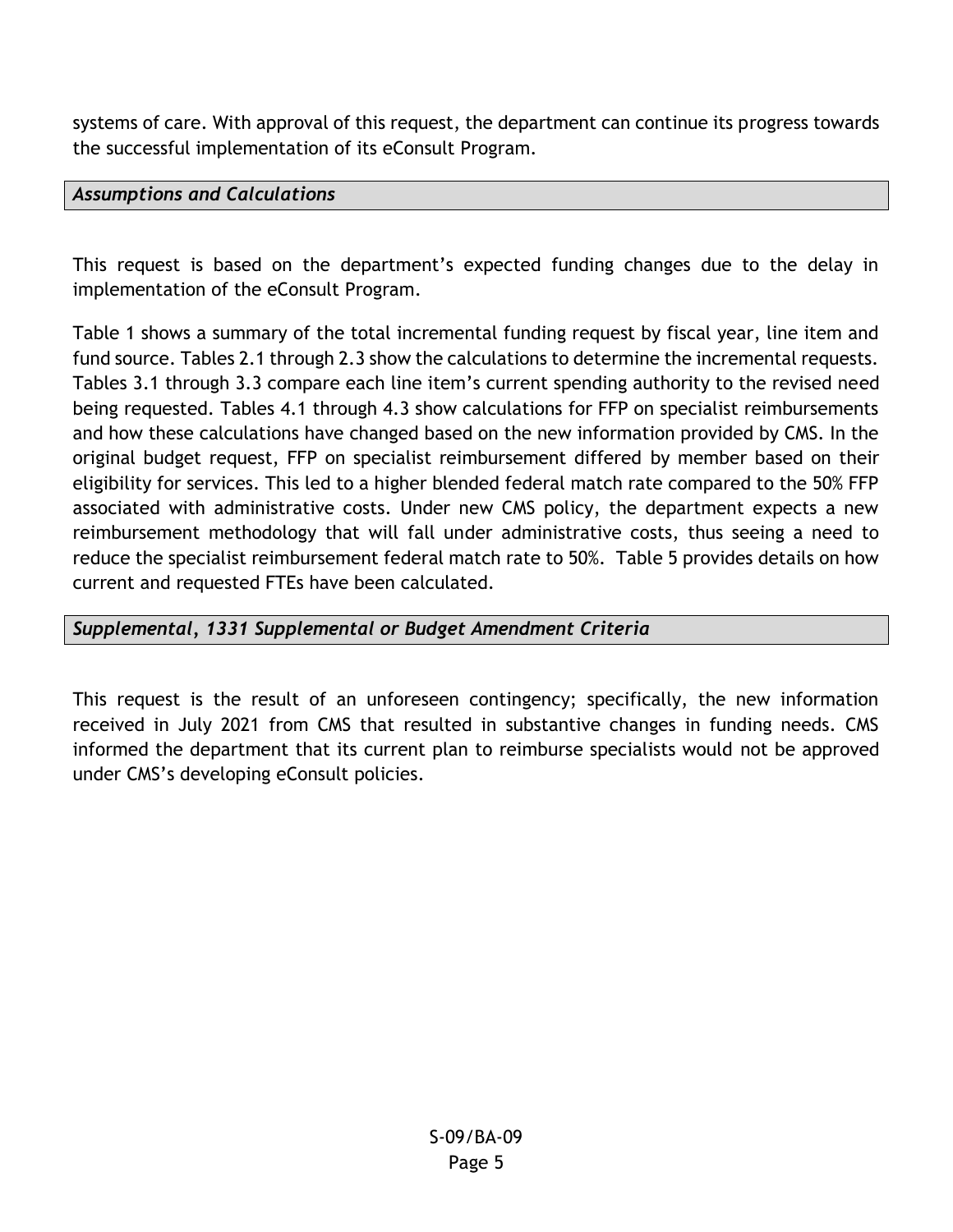systems of care. With approval of this request, the department can continue its progress towards the successful implementation of its eConsult Program.

## *Assumptions and Calculations*

This request is based on the department's expected funding changes due to the delay in implementation of the eConsult Program.

Table 1 shows a summary of the total incremental funding request by fiscal year, line item and fund source. Tables 2.1 through 2.3 show the calculations to determine the incremental requests. Tables 3.1 through 3.3 compare each line item's current spending authority to the revised need being requested. Tables 4.1 through 4.3 show calculations for FFP on specialist reimbursements and how these calculations have changed based on the new information provided by CMS. In the original budget request, FFP on specialist reimbursement differed by member based on their eligibility for services. This led to a higher blended federal match rate compared to the 50% FFP associated with administrative costs. Under new CMS policy, the department expects a new reimbursement methodology that will fall under administrative costs, thus seeing a need to reduce the specialist reimbursement federal match rate to 50%. Table 5 provides details on how current and requested FTEs have been calculated.

## *Supplemental, 1331 Supplemental or Budget Amendment Criteria*

This request is the result of an unforeseen contingency; specifically, the new information received in July 2021 from CMS that resulted in substantive changes in funding needs. CMS informed the department that its current plan to reimburse specialists would not be approved under CMS's developing eConsult policies.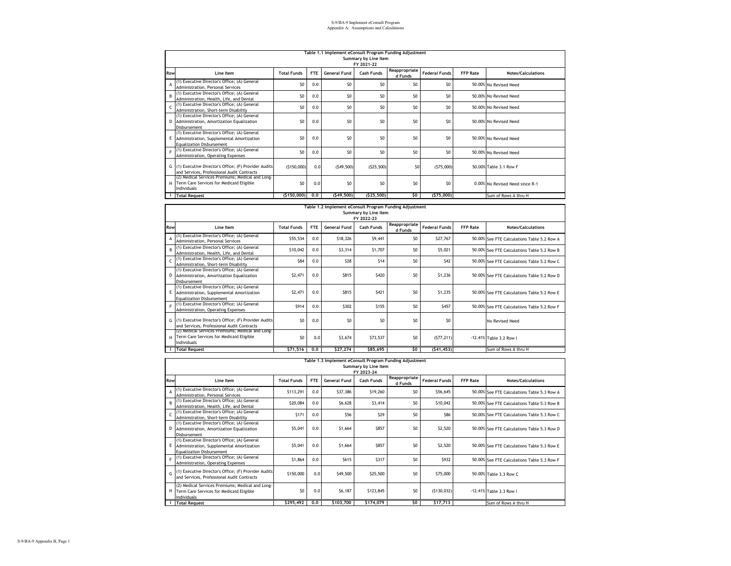S-9/BA-9 Implement eConsult Program
Appendix A: Assumptions and Calculations

| Table 1.1 Implement eConsult Program Funding Adjustment Summary by Line Item FY 2021-22 | | | | | | | | | |
|---|---|---|---|---|---|---|---|---|---|
| Row | Line Item | Total Funds | FTE | General Fund | Cash Funds | Reappropriated Funds | Federal Funds | FFP Rate | Notes/Calculations |
| A | (1) Executive Director's Office; (A) General Administration, Personal Services | $0 | 0.0 | $0 | $0 | $0 | $0 | 50.00% | No Revised Need |
| B | (1) Executive Director's Office; (A) General Administration, Health, Life, and Dental | $0 | 0.0 | $0 | $0 | $0 | $0 | 50.00% | No Revised Need |
| C | (1) Executive Director's Office; (A) General Administration, Short-term Disability | $0 | 0.0 | $0 | $0 | $0 | $0 | 50.00% | No Revised Need |
| D | (1) Executive Director's Office; (A) General Administration, Amortization Equalization Disbursement | $0 | 0.0 | $0 | $0 | $0 | $0 | 50.00% | No Revised Need |
| E | (1) Executive Director's Office; (A) General Administration, Supplemental Amortization Equalization Disbursement | $0 | 0.0 | $0 | $0 | $0 | $0 | 50.00% | No Revised Need |
| F | (1) Executive Director's Office; (A) General Administration, Operating Expenses | $0 | 0.0 | $0 | $0 | $0 | $0 | 50.00% | No Revised Need |
| G | (1) Executive Director's Office; (F) Provider Audits and Services, Professional Audit Contracts | ($150,000) | 0.0 | ($49,500) | ($25,500) | $0 | ($75,000) | 50.00% | Table 3.1 Row F |
| H | (2) Medical Services Premiums; Medical and Long-Term Care Services for Medicaid Eligible Individuals | $0 | 0.0 | $0 | $0 | $0 | $0 | 0.00% | No Revised Need since R-1 |
| I | Total Request | ($150,000) | 0.0 | ($49,500) | ($25,500) | $0 | ($75,000) | | Sum of Rows A thru H |

| Table 1.2 Implement eConsult Program Funding Adjustment Summary by Line Item FY 2022-23 | | | | | | | | | |
|---|---|---|---|---|---|---|---|---|---|
| Row | Line Item | Total Funds | FTE | General Fund | Cash Funds | Reappropriated Funds | Federal Funds | FFP Rate | Notes/Calculations |
| A | (1) Executive Director's Office; (A) General Administration, Personal Services | $55,534 | 0.0 | $18,326 | $9,441 | $0 | $27,767 | 50.00% | See FTE Calculations Table 5.2 Row A |
| B | (1) Executive Director's Office; (A) General Administration, Health, Life, and Dental | $10,042 | 0.0 | $3,314 | $1,707 | $0 | $5,021 | 50.00% | See FTE Calculations Table 5.2 Row B |
| C | (1) Executive Director's Office; (A) General Administration, Short-term Disability | $84 | 0.0 | $28 | $14 | $0 | $42 | 50.00% | See FTE Calculations Table 5.2 Row C |
| D | (1) Executive Director's Office; (A) General Administration, Amortization Equalization Disbursement | $2,471 | 0.0 | $815 | $420 | $0 | $1,236 | 50.00% | See FTE Calculations Table 5.2 Row D |
| E | (1) Executive Director's Office; (A) General Administration, Supplemental Amortization Equalization Disbursement | $2,471 | 0.0 | $815 | $421 | $0 | $1,235 | 50.00% | See FTE Calculations Table 5.2 Row E |
| F | (1) Executive Director's Office; (A) General Administration, Operating Expenses | $914 | 0.0 | $302 | $155 | $0 | $457 | 50.00% | See FTE Calculations Table 5.2 Row F |
| G | (1) Executive Director's Office; (F) Provider Audits and Services, Professional Audit Contracts | $0 | 0.0 | $0 | $0 | $0 | $0 | | No Revised Need |
| H | (2) Medical Services Premiums; Medical and Long-Term Care Services for Medicaid Eligible Individuals | $0 | 0.0 | $3,674 | $73,537 | $0 | ($77,211) | -12.41% | Table 3.2 Row I |
| I | Total Request | $71,516 | 0.0 | $27,274 | $85,695 | $0 | ($41,453) | | Sum of Rows A thru H |

| Table 1.3 Implement eConsult Program Funding Adjustment Summary by Line Item FY 2023-24 | | | | | | | | | |
|---|---|---|---|---|---|---|---|---|---|
| Row | Line Item | Total Funds | FTE | General Fund | Cash Funds | Reappropriated Funds | Federal Funds | FFP Rate | Notes/Calculations |
| A | (1) Executive Director's Office; (A) General Administration, Personal Services | $113,291 | 0.0 | $37,386 | $19,260 | $0 | $56,645 | 50.00% | See FTE Calculations Table 5.3 Row A |
| B | (1) Executive Director's Office; (A) General Administration, Health, Life, and Dental | $20,084 | 0.0 | $6,628 | $3,414 | $0 | $10,042 | 50.00% | See FTE Calculations Table 5.3 Row B |
| C | (1) Executive Director's Office; (A) General Administration, Short-term Disability | $171 | 0.0 | $56 | $29 | $0 | $86 | 50.00% | See FTE Calculations Table 5.3 Row C |
| D | (1) Executive Director's Office; (A) General Administration, Amortization Equalization Disbursement | $5,041 | 0.0 | $1,664 | $857 | $0 | $2,520 | 50.00% | See FTE Calculations Table 5.3 Row D |
| E | (1) Executive Director's Office; (A) General Administration, Supplemental Amortization Equalization Disbursement | $5,041 | 0.0 | $1,664 | $857 | $0 | $2,520 | 50.00% | See FTE Calculations Table 5.3 Row E |
| F | (1) Executive Director's Office; (A) General Administration, Operating Expenses | $1,864 | 0.0 | $615 | $317 | $0 | $932 | 50.00% | See FTE Calculations Table 5.3 Row F |
| G | (1) Executive Director's Office; (F) Provider Audits and Services, Professional Audit Contracts | $150,000 | 0.0 | $49,500 | $25,500 | $0 | $75,000 | 50.00% | Table 3.3 Row C |
| H | (2) Medical Services Premiums; Medical and Long-Term Care Services for Medicaid Eligible Individuals | $0 | 0.0 | $6,187 | $123,845 | $0 | ($130,032) | -12.41% | Table 3.3 Row I |
| I | Total Request | $295,492 | 0.0 | $103,700 | $174,079 | $0 | $17,713 | | Sum of Rows A thru H |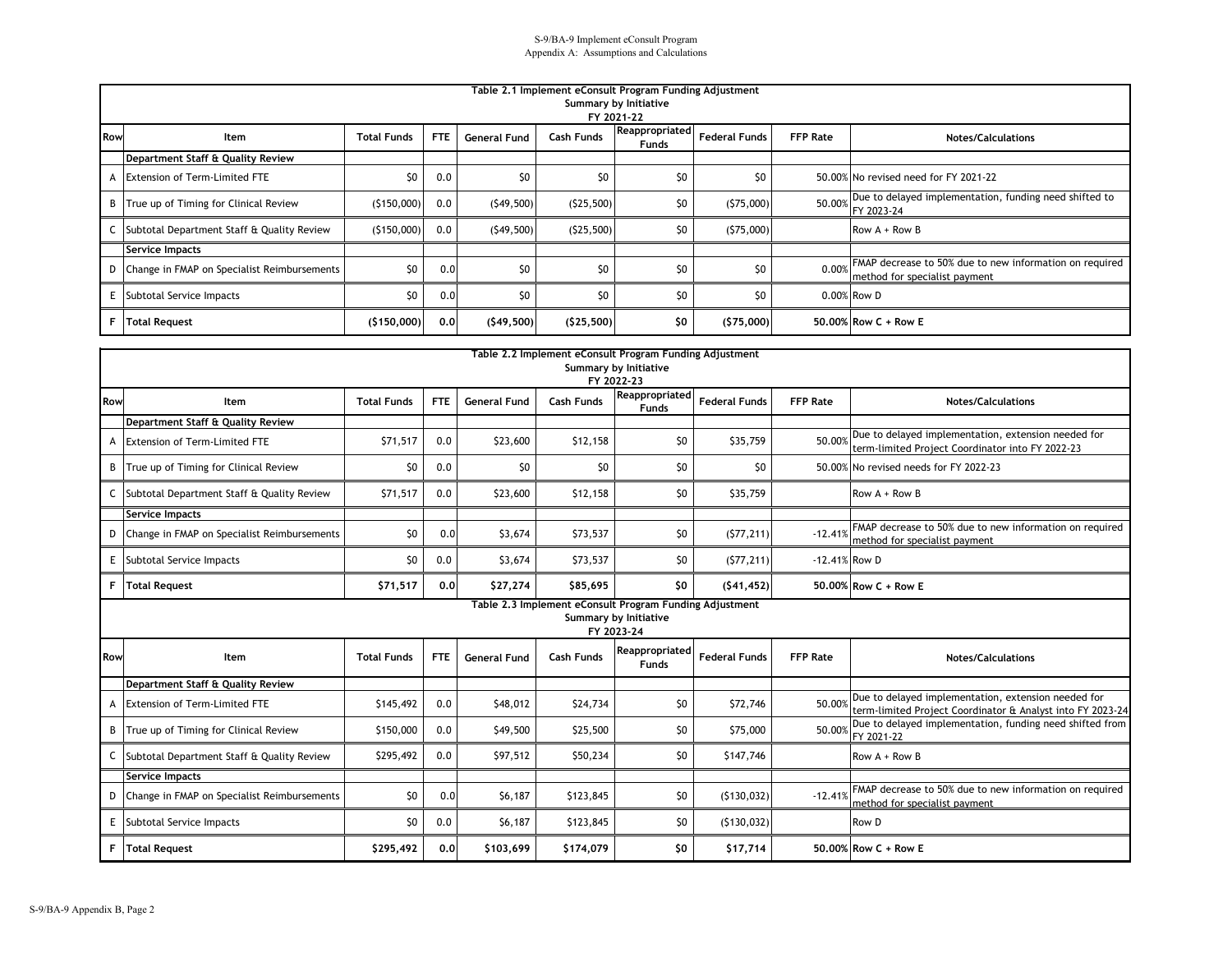S-9/BA-9 Implement eConsult Program
Appendix A: Assumptions and Calculations

**Table 2.1 Implement eConsult Program Funding Adjustment**
**Summary by Initiative**
**FY 2021-22**

| Row | Item | Total Funds | FTE | General Fund | Cash Funds | Reappropriated Funds | Federal Funds | FFP Rate | Notes/Calculations |
|---|---|---|---|---|---|---|---|---|---|
| | **Department Staff & Quality Review** | | | | | | | | |
| A | Extension of Term-Limited FTE | $0 | 0.0 | $0 | $0 | $0 | $0 | 50.00% | No revised need for FY 2021-22 |
| B | True up of Timing for Clinical Review | ($150,000) | 0.0 | ($49,500) | ($25,500) | $0 | ($75,000) | 50.00% | Due to delayed implementation, funding need shifted to FY 2023-24 |
| C | Subtotal Department Staff & Quality Review | ($150,000) | 0.0 | ($49,500) | ($25,500) | $0 | ($75,000) | | Row A + Row B |
| | **Service Impacts** | | | | | | | | |
| D | Change in FMAP on Specialist Reimbursements | $0 | 0.0 | $0 | $0 | $0 | $0 | 0.00% | FMAP decrease to 50% due to new information on required method for specialist payment |
| E | Subtotal Service Impacts | $0 | 0.0 | $0 | $0 | $0 | $0 | 0.00% | Row D |
| **F** | **Total Request** | **($150,000)** | **0.0** | **($49,500)** | **($25,500)** | **$0** | **($75,000)** | **50.00%** | **Row C + Row E** |

**Table 2.2 Implement eConsult Program Funding Adjustment**
**Summary by Initiative**
**FY 2022-23**

| Row | Item | Total Funds | FTE | General Fund | Cash Funds | Reappropriated Funds | Federal Funds | FFP Rate | Notes/Calculations |
|---|---|---|---|---|---|---|---|---|---|
| | **Department Staff & Quality Review** | | | | | | | | |
| A | Extension of Term-Limited FTE | $71,517 | 0.0 | $23,600 | $12,158 | $0 | $35,759 | 50.00% | Due to delayed implementation, extension needed for term-limited Project Coordinator into FY 2022-23 |
| B | True up of Timing for Clinical Review | $0 | 0.0 | $0 | $0 | $0 | $0 | 50.00% | No revised needs for FY 2022-23 |
| C | Subtotal Department Staff & Quality Review | $71,517 | 0.0 | $23,600 | $12,158 | $0 | $35,759 | | Row A + Row B |
| | **Service Impacts** | | | | | | | | |
| D | Change in FMAP on Specialist Reimbursements | $0 | 0.0 | $3,674 | $73,537 | $0 | ($77,211) | -12.41% | FMAP decrease to 50% due to new information on required method for specialist payment |
| E | Subtotal Service Impacts | $0 | 0.0 | $3,674 | $73,537 | $0 | ($77,211) | -12.41% | Row D |
| **F** | **Total Request** | **$71,517** | **0.0** | **$27,274** | **$85,695** | **$0** | **($41,452)** | **50.00%** | **Row C + Row E** |

**Table 2.3 Implement eConsult Program Funding Adjustment**
**Summary by Initiative**
**FY 2023-24**

| Row | Item | Total Funds | FTE | General Fund | Cash Funds | Reappropriated Funds | Federal Funds | FFP Rate | Notes/Calculations |
|---|---|---|---|---|---|---|---|---|---|
| | **Department Staff & Quality Review** | | | | | | | | |
| A | Extension of Term-Limited FTE | $145,492 | 0.0 | $48,012 | $24,734 | $0 | $72,746 | 50.00% | Due to delayed implementation, extension needed for term-limited Project Coordinator & Analyst into FY 2023-24 |
| B | True up of Timing for Clinical Review | $150,000 | 0.0 | $49,500 | $25,500 | $0 | $75,000 | 50.00% | Due to delayed implementation, funding need shifted from FY 2021-22 |
| C | Subtotal Department Staff & Quality Review | $295,492 | 0.0 | $97,512 | $50,234 | $0 | $147,746 | | Row A + Row B |
| | **Service Impacts** | | | | | | | | |
| D | Change in FMAP on Specialist Reimbursements | $0 | 0.0 | $6,187 | $123,845 | $0 | ($130,032) | -12.41% | FMAP decrease to 50% due to new information on required method for specialist payment |
| E | Subtotal Service Impacts | $0 | 0.0 | $6,187 | $123,845 | $0 | ($130,032) | | Row D |
| **F** | **Total Request** | **$295,492** | **0.0** | **$103,699** | **$174,079** | **$0** | **$17,714** | **50.00%** | **Row C + Row E** |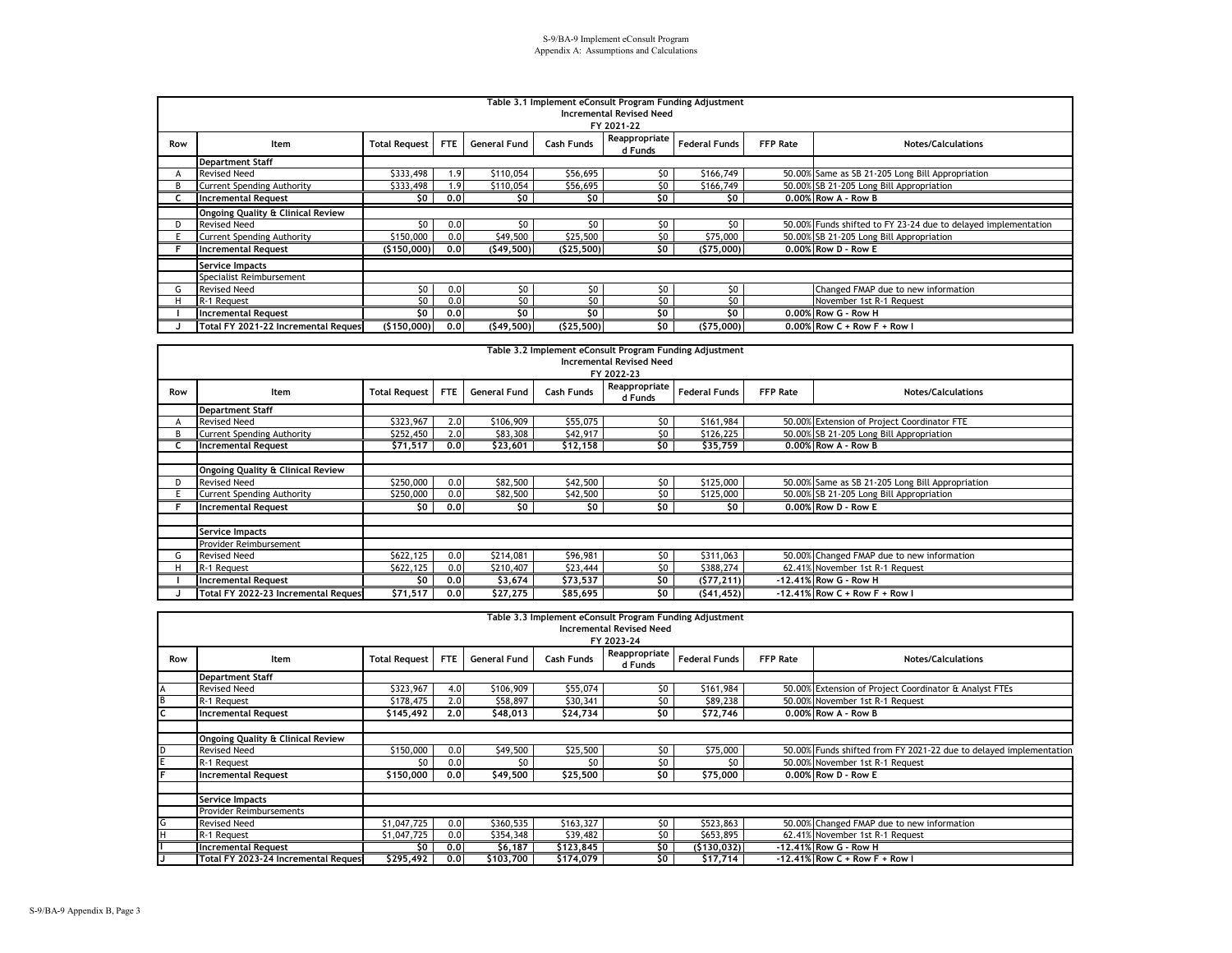S-9/BA-9 Implement eConsult Program
Appendix A: Assumptions and Calculations

| Table 3.1 Implement eConsult Program Funding Adjustment<br>Incremental Revised Need<br>FY 2021-22 | | | | | | | | | |
|---|---|---|---|---|---|---|---|---|---|
| Row | Item | Total Request | FTE | General Fund | Cash Funds | Reappropriated Funds | Federal Funds | FFP Rate | Notes/Calculations |
| | **Department Staff** | | | | | | | | |
| A | Revised Need | $333,498 | 1.9 | $110,054 | $56,695 | $0 | $166,749 | 50.00% | Same as SB 21-205 Long Bill Appropriation |
| B | Current Spending Authority | $333,498 | 1.9 | $110,054 | $56,695 | $0 | $166,749 | 50.00% | SB 21-205 Long Bill Appropriation |
| C | **Incremental Request** | **$0** | **0.0** | **$0** | **$0** | **$0** | **$0** | **0.00%** | **Row A - Row B** |
| | **Ongoing Quality & Clinical Review** | | | | | | | | |
| D | Revised Need | $0 | 0.0 | $0 | $0 | $0 | $0 | 50.00% | Funds shifted to FY 23-24 due to delayed implementation |
| E | Current Spending Authority | $150,000 | 0.0 | $49,500 | $25,500 | $0 | $75,000 | 50.00% | SB 21-205 Long Bill Appropriation |
| F | **Incremental Request** | **($150,000)** | **0.0** | **($49,500)** | **($25,500)** | **$0** | **($75,000)** | **0.00%** | **Row D - Row E** |
| | **Service Impacts** | | | | | | | | |
| | Specialist Reimbursement | | | | | | | | |
| G | Revised Need | $0 | 0.0 | $0 | $0 | $0 | $0 | | Changed FMAP due to new information |
| H | R-1 Request | $0 | 0.0 | $0 | $0 | $0 | $0 | | November 1st R-1 Request |
| I | **Incremental Request** | **$0** | **0.0** | **$0** | **$0** | **$0** | **$0** | **0.00%** | **Row G - Row H** |
| J | **Total FY 2021-22 Incremental Request** | **($150,000)** | **0.0** | **($49,500)** | **($25,500)** | **$0** | **($75,000)** | **0.00%** | **Row C + Row F + Row I** |

| Table 3.2 Implement eConsult Program Funding Adjustment<br>Incremental Revised Need<br>FY 2022-23 | | | | | | | | | |
|---|---|---|---|---|---|---|---|---|---|
| Row | Item | Total Request | FTE | General Fund | Cash Funds | Reappropriated Funds | Federal Funds | FFP Rate | Notes/Calculations |
| | **Department Staff** | | | | | | | | |
| A | Revised Need | $323,967 | 2.0 | $106,909 | $55,075 | $0 | $161,984 | 50.00% | Extension of Project Coordinator FTE |
| B | Current Spending Authority | $252,450 | 2.0 | $83,308 | $42,917 | $0 | $126,225 | 50.00% | SB 21-205 Long Bill Appropriation |
| C | **Incremental Request** | **$71,517** | **0.0** | **$23,601** | **$12,158** | **$0** | **$35,759** | **0.00%** | **Row A - Row B** |
| | **Ongoing Quality & Clinical Review** | | | | | | | | |
| D | Revised Need | $250,000 | 0.0 | $82,500 | $42,500 | $0 | $125,000 | 50.00% | Same as SB 21-205 Long Bill Appropriation |
| E | Current Spending Authority | $250,000 | 0.0 | $82,500 | $42,500 | $0 | $125,000 | 50.00% | SB 21-205 Long Bill Appropriation |
| F | **Incremental Request** | **$0** | **0.0** | **$0** | **$0** | **$0** | **$0** | **0.00%** | **Row D - Row E** |
| | **Service Impacts** | | | | | | | | |
| | Provider Reimbursement | | | | | | | | |
| G | Revised Need | $622,125 | 0.0 | $214,081 | $96,981 | $0 | $311,063 | 50.00% | Changed FMAP due to new information |
| H | R-1 Request | $622,125 | 0.0 | $210,407 | $23,444 | $0 | $388,274 | 62.41% | November 1st R-1 Request |
| I | **Incremental Request** | **$0** | **0.0** | **$3,674** | **$73,537** | **$0** | **($77,211)** | **-12.41%** | **Row G - Row H** |
| J | **Total FY 2022-23 Incremental Request** | **$71,517** | **0.0** | **$27,275** | **$85,695** | **$0** | **($41,452)** | **-12.41%** | **Row C + Row F + Row I** |

| Table 3.3 Implement eConsult Program Funding Adjustment<br>Incremental Revised Need<br>FY 2023-24 | | | | | | | | | |
|---|---|---|---|---|---|---|---|---|---|
| Row | Item | Total Request | FTE | General Fund | Cash Funds | Reappropriated Funds | Federal Funds | FFP Rate | Notes/Calculations |
| | **Department Staff** | | | | | | | | |
| A | Revised Need | $323,967 | 4.0 | $106,909 | $55,074 | $0 | $161,984 | 50.00% | Extension of Project Coordinator & Analyst FTEs |
| B | R-1 Request | $178,475 | 2.0 | $58,897 | $30,341 | $0 | $89,238 | 50.00% | November 1st R-1 Request |
| C | **Incremental Request** | **$145,492** | **2.0** | **$48,013** | **$24,734** | **$0** | **$72,746** | **0.00%** | **Row A - Row B** |
| | **Ongoing Quality & Clinical Review** | | | | | | | | |
| D | Revised Need | $150,000 | 0.0 | $49,500 | $25,500 | $0 | $75,000 | 50.00% | Funds shifted from FY 2021-22 due to delayed implementation |
| E | R-1 Request | $0 | 0.0 | $0 | $0 | $0 | $0 | 50.00% | November 1st R-1 Request |
| F | **Incremental Request** | **$150,000** | **0.0** | **$49,500** | **$25,500** | **$0** | **$75,000** | **0.00%** | **Row D - Row E** |
| | **Service Impacts** | | | | | | | | |
| | Provider Reimbursements | | | | | | | | |
| G | Revised Need | $1,047,725 | 0.0 | $360,535 | $163,327 | $0 | $523,863 | 50.00% | Changed FMAP due to new information |
| H | R-1 Request | $1,047,725 | 0.0 | $354,348 | $39,482 | $0 | $653,895 | 62.41% | November 1st R-1 Request |
| I | **Incremental Request** | **$0** | **0.0** | **$6,187** | **$123,845** | **$0** | **($130,032)** | **-12.41%** | **Row G - Row H** |
| J | **Total FY 2023-24 Incremental Request** | **$295,492** | **0.0** | **$103,700** | **$174,079** | **$0** | **$17,714** | **-12.41%** | **Row C + Row F + Row I** |

S-9/BA-9 Appendix B, Page 3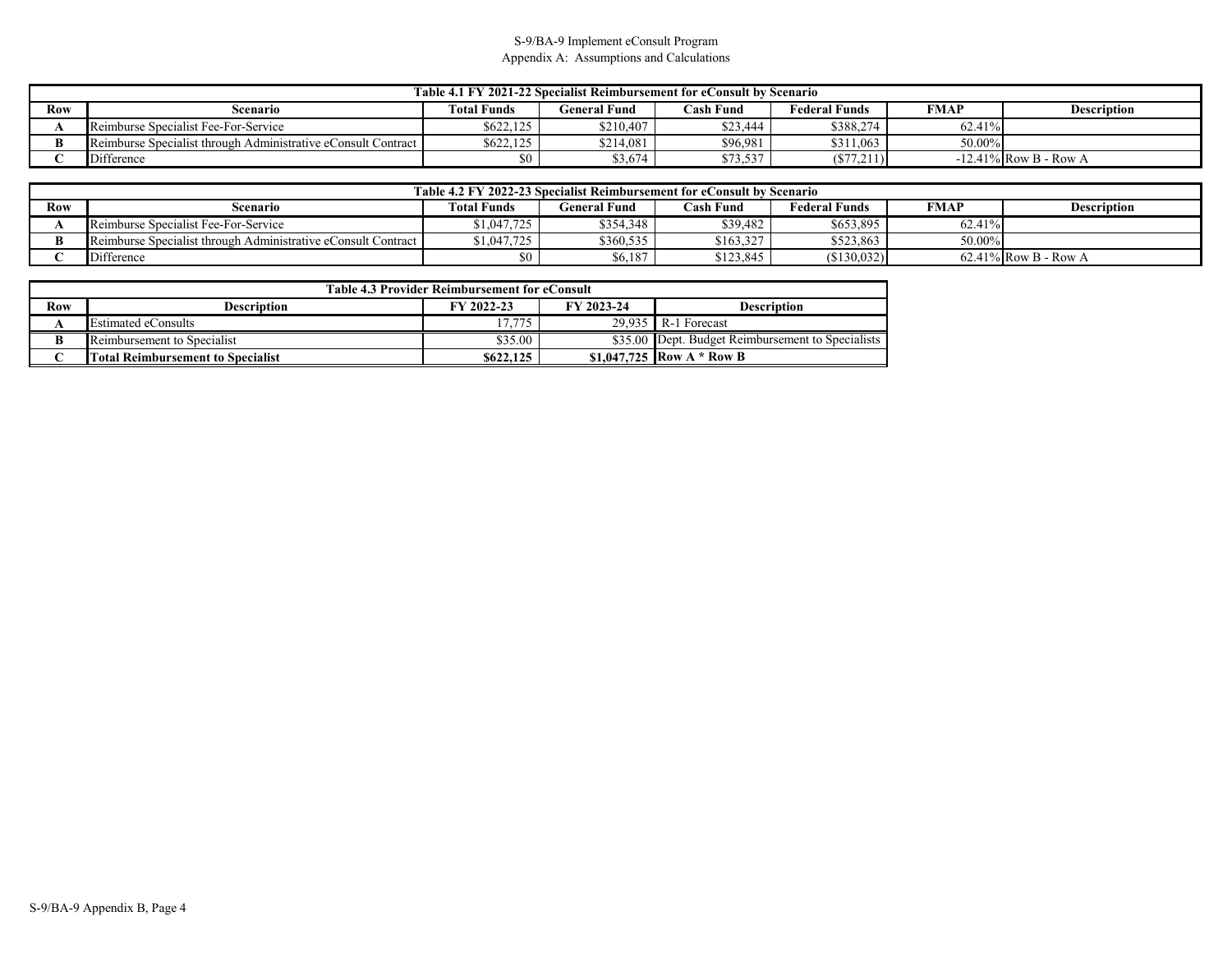S-9/BA-9 Implement eConsult Program

Appendix A: Assumptions and Calculations

| Table 4.1 FY 2021-22 Specialist Reimbursement for eConsult by Scenario | | | | | | | |
|---|---|---|---|---|---|---|---|
| Row | Scenario | Total Funds | General Fund | Cash Fund | Federal Funds | FMAP | Description |
| A | Reimburse Specialist Fee-For-Service | $622,125 | $210,407 | $23,444 | $388,274 | 62.41% | |
| B | Reimburse Specialist through Administrative eConsult Contract | $622,125 | $214,081 | $96,981 | $311,063 | 50.00% | |
| C | Difference | $0 | $3,674 | $73,537 | ($77,211) | -12.41% | Row B - Row A |

| Table 4.2 FY 2022-23 Specialist Reimbursement for eConsult by Scenario | | | | | | | |
|---|---|---|---|---|---|---|---|
| Row | Scenario | Total Funds | General Fund | Cash Fund | Federal Funds | FMAP | Description |
| A | Reimburse Specialist Fee-For-Service | $1,047,725 | $354,348 | $39,482 | $653,895 | 62.41% | |
| B | Reimburse Specialist through Administrative eConsult Contract | $1,047,725 | $360,535 | $163,327 | $523,863 | 50.00% | |
| C | Difference | $0 | $6,187 | $123,845 | ($130,032) | 62.41% | Row B - Row A |

| Table 4.3 Provider Reimbursement for eConsult | | | | |
|---|---|---|---|---|
| Row | Description | FY 2022-23 | FY 2023-24 | Description |
| A | Estimated eConsults | 17,775 | 29,935 | R-1 Forecast |
| B | Reimbursement to Specialist | $35.00 | $35.00 | Dept. Budget Reimbursement to Specialists |
| C | **Total Reimbursement to Specialist** | **$622,125** | **$1,047,725** | **Row A * Row B** |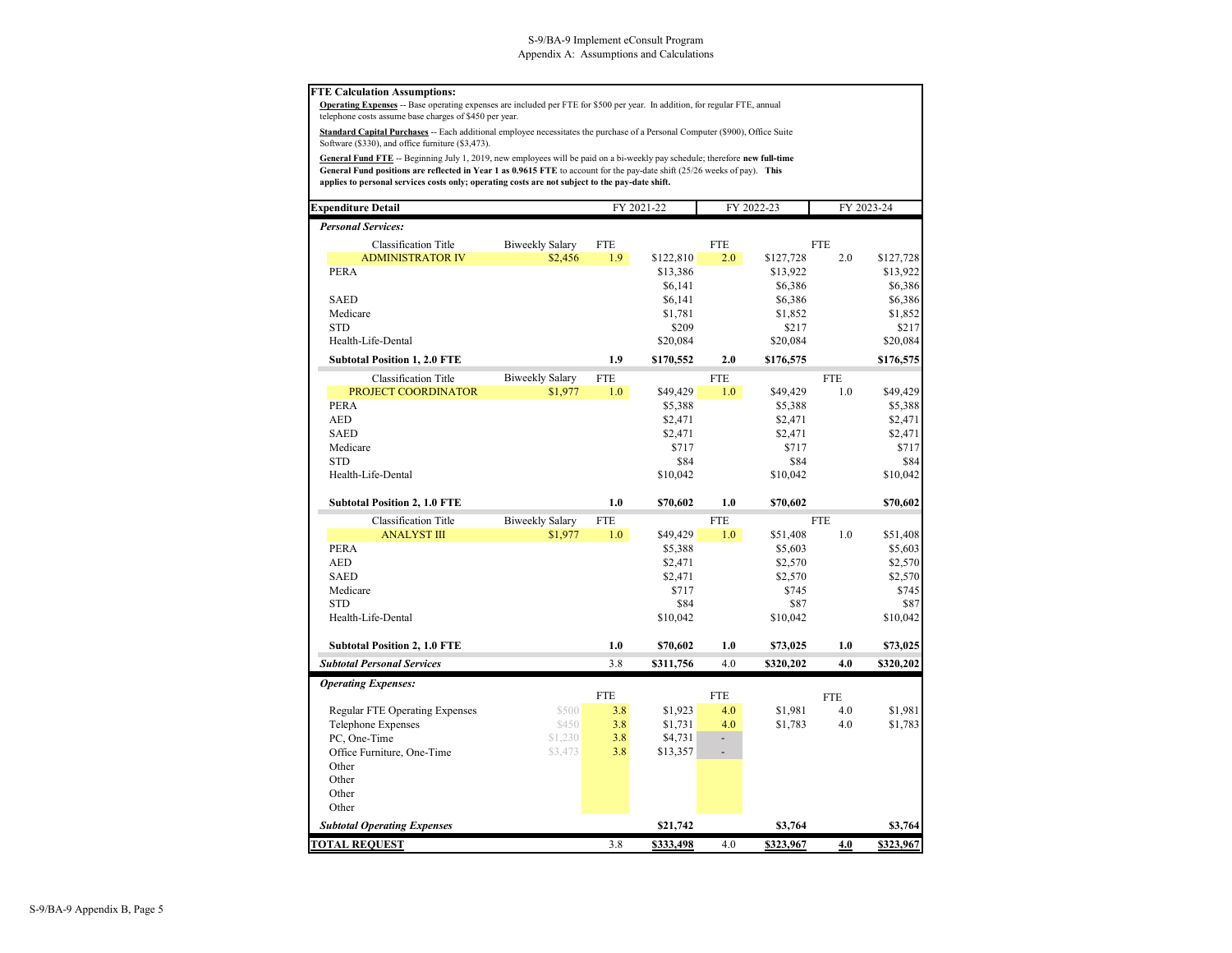S-9/BA-9 Implement eConsult Program
Appendix A: Assumptions and Calculations

**FTE Calculation Assumptions:**

**Operating Expenses** -- Base operating expenses are included per FTE for $500 per year. In addition, for regular FTE, annual telephone costs assume base charges of $450 per year.

**Standard Capital Purchases** -- Each additional employee necessitates the purchase of a Personal Computer ($900), Office Suite Software ($330), and office furniture ($3,473).

**General Fund FTE** -- Beginning July 1, 2019, new employees will be paid on a bi-weekly pay schedule; therefore **new full-time General Fund positions are reflected in Year 1 as 0.9615 FTE** to account for the pay-date shift (25/26 weeks of pay). **This applies to personal services costs only; operating costs are not subject to the pay-date shift.**

| Expenditure Detail | | FY 2021-22 | | FY 2022-23 | | FY 2023-24 | |
|---|---|---|---|---|---|---|---|
| ***Personal Services:*** | | | | | | | |
| Classification Title | Biweekly Salary | FTE | | FTE | | FTE | |
| ADMINISTRATOR IV | $2,456 | 1.9 | $122,810 | 2.0 | $127,728 | 2.0 | $127,728 |
| PERA | | | $13,386 | | $13,922 | | $13,922 |
| | | | $6,141 | | $6,386 | | $6,386 |
| SAED | | | $6,141 | | $6,386 | | $6,386 |
| Medicare | | | $1,781 | | $1,852 | | $1,852 |
| STD | | | $209 | | $217 | | $217 |
| Health-Life-Dental | | | $20,084 | | $20,084 | | $20,084 |
| **Subtotal Position 1, 2.0 FTE** | | **1.9** | **$170,552** | **2.0** | **$176,575** | | **$176,575** |
| Classification Title | Biweekly Salary | FTE | | FTE | | FTE | |
| PROJECT COORDINATOR | $1,977 | 1.0 | $49,429 | 1.0 | $49,429 | 1.0 | $49,429 |
| PERA | | | $5,388 | | $5,388 | | $5,388 |
| AED | | | $2,471 | | $2,471 | | $2,471 |
| SAED | | | $2,471 | | $2,471 | | $2,471 |
| Medicare | | | $717 | | $717 | | $717 |
| STD | | | $84 | | $84 | | $84 |
| Health-Life-Dental | | | $10,042 | | $10,042 | | $10,042 |
| **Subtotal Position 2, 1.0 FTE** | | **1.0** | **$70,602** | **1.0** | **$70,602** | | **$70,602** |
| Classification Title | Biweekly Salary | FTE | | FTE | | FTE | |
| ANALYST III | $1,977 | 1.0 | $49,429 | 1.0 | $51,408 | 1.0 | $51,408 |
| PERA | | | $5,388 | | $5,603 | | $5,603 |
| AED | | | $2,471 | | $2,570 | | $2,570 |
| SAED | | | $2,471 | | $2,570 | | $2,570 |
| Medicare | | | $717 | | $745 | | $745 |
| STD | | | $84 | | $87 | | $87 |
| Health-Life-Dental | | | $10,042 | | $10,042 | | $10,042 |
| **Subtotal Position 2, 1.0 FTE** | | **1.0** | **$70,602** | **1.0** | **$73,025** | **1.0** | **$73,025** |
| ***Subtotal Personal Services*** | | 3.8 | **$311,756** | 4.0 | **$320,202** | **4.0** | **$320,202** |
| ***Operating Expenses:*** | | | | | | | |
| | | FTE | | FTE | | FTE | |
| Regular FTE Operating Expenses | $500 | 3.8 | $1,923 | 4.0 | $1,981 | 4.0 | $1,981 |
| Telephone Expenses | $450 | 3.8 | $1,731 | 4.0 | $1,783 | 4.0 | $1,783 |
| PC, One-Time | $1,230 | 3.8 | $4,731 | - | | | |
| Office Furniture, One-Time | $3,473 | 3.8 | $13,357 | - | | | |
| Other | | | | | | | |
| Other | | | | | | | |
| Other | | | | | | | |
| Other | | | | | | | |
| ***Subtotal Operating Expenses*** | | | **$21,742** | | **$3,764** | | **$3,764** |
| **TOTAL REQUEST** | | 3.8 | **$333,498** | 4.0 | **$323,967** | **4.0** | **$323,967** |

S-9/BA-9 Appendix B, Page 5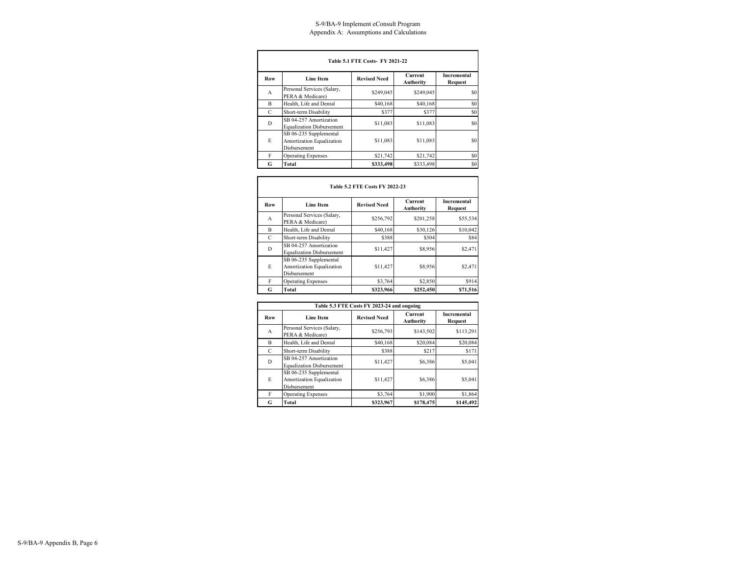S-9/BA-9 Implement eConsult Program
Appendix A: Assumptions and Calculations

| Table 5.1 FTE Costs- FY 2021-22 | | | | |
|---|---|---|---|---|
| **Row** | **Line Item** | **Revised Need** | **Current Authority** | **Incremental Request** |
| A | Personal Services (Salary, PERA & Medicare) | $249,045 | $249,045 | $0 |
| B | Health, Life and Dental | $40,168 | $40,168 | $0 |
| C | Short-term Disability | $377 | $377 | $0 |
| D | SB 04-257 Amortization Equalization Disbursement | $11,083 | $11,083 | $0 |
| E | SB 06-235 Supplemental Amortization Equalization Disbursement | $11,083 | $11,083 | $0 |
| F | Operating Expenses | $21,742 | $21,742 | $0 |
| **G** | **Total** | **$333,498** | $333,498 | $0 |

| Table 5.2 FTE Costs FY 2022-23 | | | | |
|---|---|---|---|---|
| **Row** | **Line Item** | **Revised Need** | **Current Authority** | **Incremental Request** |
| A | Personal Services (Salary, PERA & Medicare) | $256,792 | $201,258 | $55,534 |
| B | Health, Life and Dental | $40,168 | $30,126 | $10,042 |
| C | Short-term Disability | $388 | $304 | $84 |
| D | SB 04-257 Amortization Equalization Disbursement | $11,427 | $8,956 | $2,471 |
| E | SB 06-235 Supplemental Amortization Equalization Disbursement | $11,427 | $8,956 | $2,471 |
| F | Operating Expenses | $3,764 | $2,850 | $914 |
| **G** | **Total** | **$323,966** | **$252,450** | **$71,516** |

| Table 5.3 FTE Costs FY 2023-24 and ongoing | | | | |
|---|---|---|---|---|
| **Row** | **Line Item** | **Revised Need** | **Current Authority** | **Incremental Request** |
| A | Personal Services (Salary, PERA & Medicare) | $256,793 | $143,502 | $113,291 |
| B | Health, Life and Dental | $40,168 | $20,084 | $20,084 |
| C | Short-term Disability | $388 | $217 | $171 |
| D | SB 04-257 Amortization Equalization Disbursement | $11,427 | $6,386 | $5,041 |
| E | SB 06-235 Supplemental Amortization Equalization Disbursement | $11,427 | $6,386 | $5,041 |
| F | Operating Expenses | $3,764 | $1,900 | $1,864 |
| **G** | **Total** | **$323,967** | **$178,475** | **$145,492** |